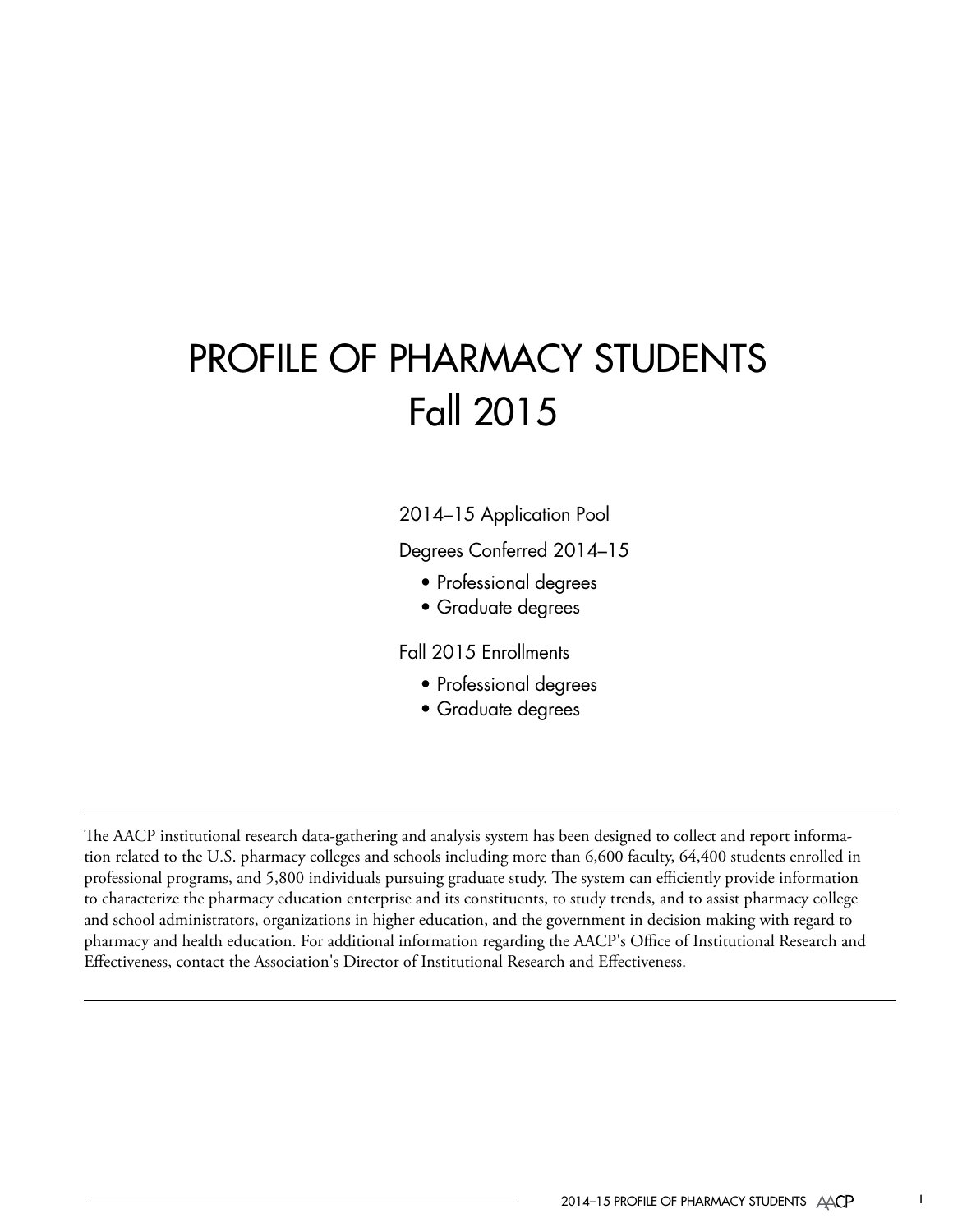# PROFILE OF PHARMACY STUDENTS
# Fall 2015

2014–15 Application Pool

Degrees Conferred 2014–15

- Professional degrees
- Graduate degrees

Fall 2015 Enrollments

- Professional degrees
- Graduate degrees

---

The AACP institutional research data-gathering and analysis system has been designed to collect and report information related to the U.S. pharmacy colleges and schools including more than 6,600 faculty, 64,400 students enrolled in professional programs, and 5,800 individuals pursuing graduate study. The system can efficiently provide information to characterize the pharmacy education enterprise and its constituents, to study trends, and to assist pharmacy college and school administrators, organizations in higher education, and the government in decision making with regard to pharmacy and health education. For additional information regarding the AACP's Office of Institutional Research and Effectiveness, contact the Association's Director of Institutional Research and Effectiveness.

---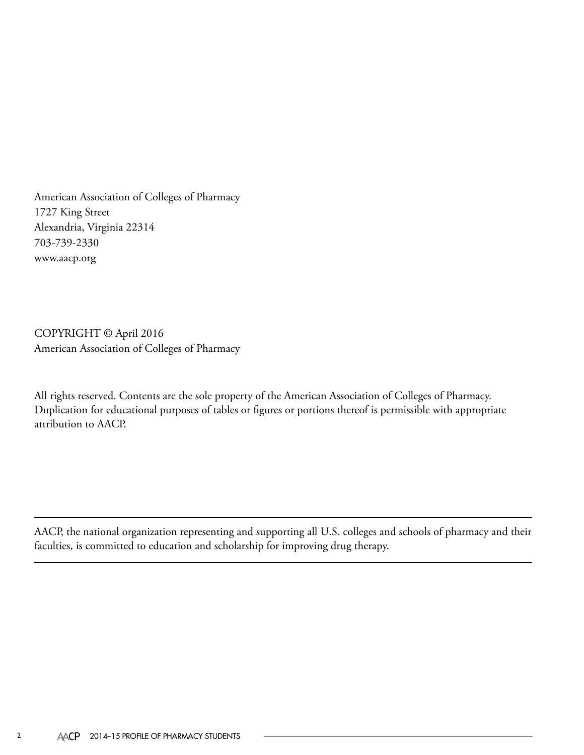American Association of Colleges of Pharmacy
1727 King Street
Alexandria, Virginia 22314
703-739-2330
www.aacp.org

COPYRIGHT © April 2016
American Association of Colleges of Pharmacy

All rights reserved. Contents are the sole property of the American Association of Colleges of Pharmacy. Duplication for educational purposes of tables or figures or portions thereof is permissible with appropriate attribution to AACP.

---

AACP, the national organization representing and supporting all U.S. colleges and schools of pharmacy and their faculties, is committed to education and scholarship for improving drug therapy.

---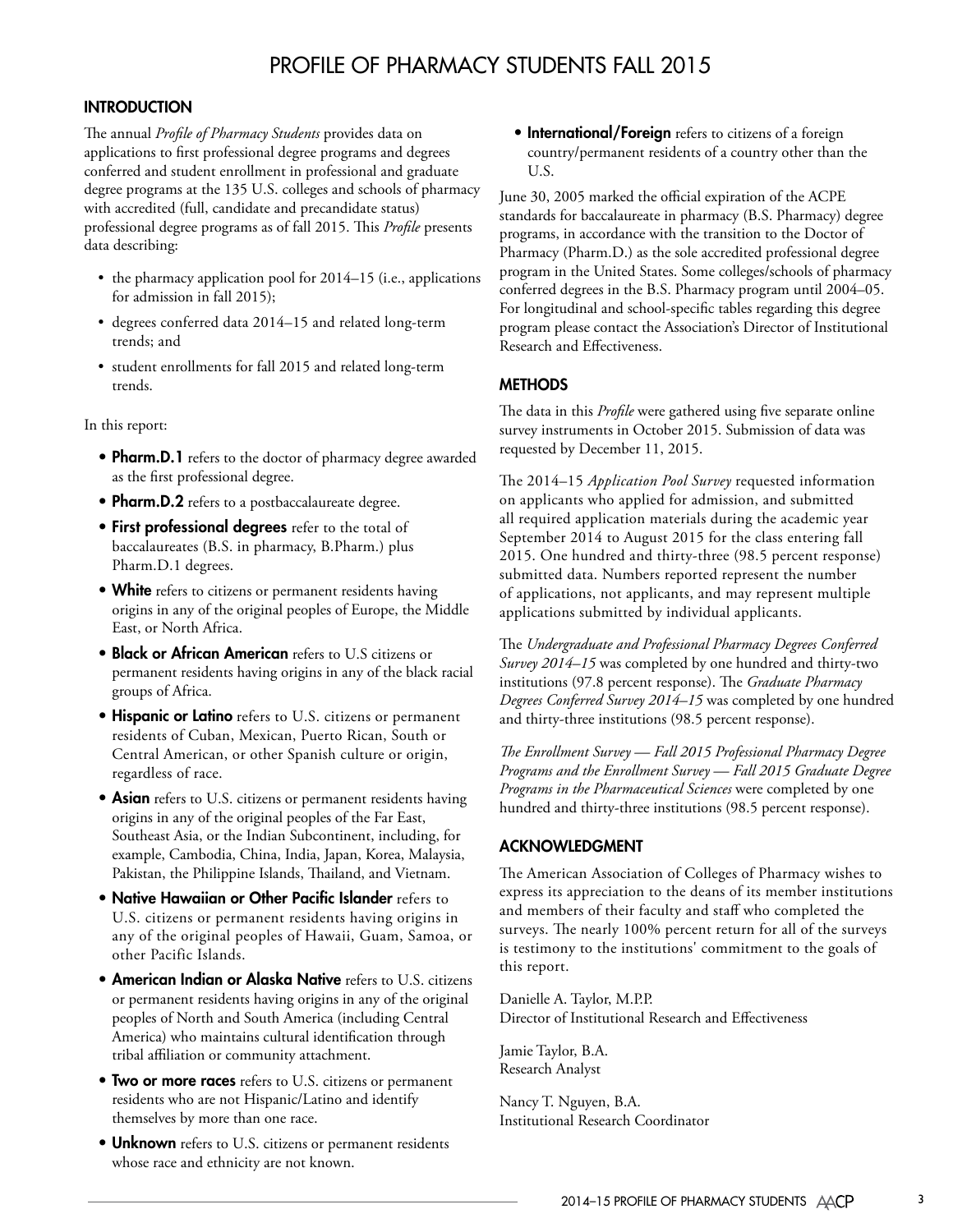# PROFILE OF PHARMACY STUDENTS FALL 2015

## INTRODUCTION

The annual *Profile of Pharmacy Students* provides data on applications to first professional degree programs and degrees conferred and student enrollment in professional and graduate degree programs at the 135 U.S. colleges and schools of pharmacy with accredited (full, candidate and precandidate status) professional degree programs as of fall 2015. This *Profile* presents data describing:

- the pharmacy application pool for 2014–15 (i.e., applications for admission in fall 2015);
- degrees conferred data 2014–15 and related long-term trends; and
- student enrollments for fall 2015 and related long-term trends.

In this report:

- **Pharm.D.1** refers to the doctor of pharmacy degree awarded as the first professional degree.
- **Pharm.D.2** refers to a postbaccalaureate degree.
- **First professional degrees** refer to the total of baccalaureates (B.S. in pharmacy, B.Pharm.) plus Pharm.D.1 degrees.
- **White** refers to citizens or permanent residents having origins in any of the original peoples of Europe, the Middle East, or North Africa.
- **Black or African American** refers to U.S citizens or permanent residents having origins in any of the black racial groups of Africa.
- **Hispanic or Latino** refers to U.S. citizens or permanent residents of Cuban, Mexican, Puerto Rican, South or Central American, or other Spanish culture or origin, regardless of race.
- **Asian** refers to U.S. citizens or permanent residents having origins in any of the original peoples of the Far East, Southeast Asia, or the Indian Subcontinent, including, for example, Cambodia, China, India, Japan, Korea, Malaysia, Pakistan, the Philippine Islands, Thailand, and Vietnam.
- **Native Hawaiian or Other Pacific Islander** refers to U.S. citizens or permanent residents having origins in any of the original peoples of Hawaii, Guam, Samoa, or other Pacific Islands.
- **American Indian or Alaska Native** refers to U.S. citizens or permanent residents having origins in any of the original peoples of North and South America (including Central America) who maintains cultural identification through tribal affiliation or community attachment.
- **Two or more races** refers to U.S. citizens or permanent residents who are not Hispanic/Latino and identify themselves by more than one race.
- **Unknown** refers to U.S. citizens or permanent residents whose race and ethnicity are not known.
- **International/Foreign** refers to citizens of a foreign country/permanent residents of a country other than the U.S.

June 30, 2005 marked the official expiration of the ACPE standards for baccalaureate in pharmacy (B.S. Pharmacy) degree programs, in accordance with the transition to the Doctor of Pharmacy (Pharm.D.) as the sole accredited professional degree program in the United States. Some colleges/schools of pharmacy conferred degrees in the B.S. Pharmacy program until 2004–05. For longitudinal and school-specific tables regarding this degree program please contact the Association's Director of Institutional Research and Effectiveness.

## METHODS

The data in this *Profile* were gathered using five separate online survey instruments in October 2015. Submission of data was requested by December 11, 2015.

The 2014–15 *Application Pool Survey* requested information on applicants who applied for admission, and submitted all required application materials during the academic year September 2014 to August 2015 for the class entering fall 2015. One hundred and thirty-three (98.5 percent response) submitted data. Numbers reported represent the number of applications, not applicants, and may represent multiple applications submitted by individual applicants.

The *Undergraduate and Professional Pharmacy Degrees Conferred Survey 2014–15* was completed by one hundred and thirty-two institutions (97.8 percent response). The *Graduate Pharmacy Degrees Conferred Survey 2014–15* was completed by one hundred and thirty-three institutions (98.5 percent response).

*The Enrollment Survey — Fall 2015 Professional Pharmacy Degree Programs and the Enrollment Survey — Fall 2015 Graduate Degree Programs in the Pharmaceutical Sciences* were completed by one hundred and thirty-three institutions (98.5 percent response).

## ACKNOWLEDGMENT

The American Association of Colleges of Pharmacy wishes to express its appreciation to the deans of its member institutions and members of their faculty and staff who completed the surveys. The nearly 100% percent return for all of the surveys is testimony to the institutions' commitment to the goals of this report.

Danielle A. Taylor, M.P.P.
Director of Institutional Research and Effectiveness

Jamie Taylor, B.A.
Research Analyst

Nancy T. Nguyen, B.A.
Institutional Research Coordinator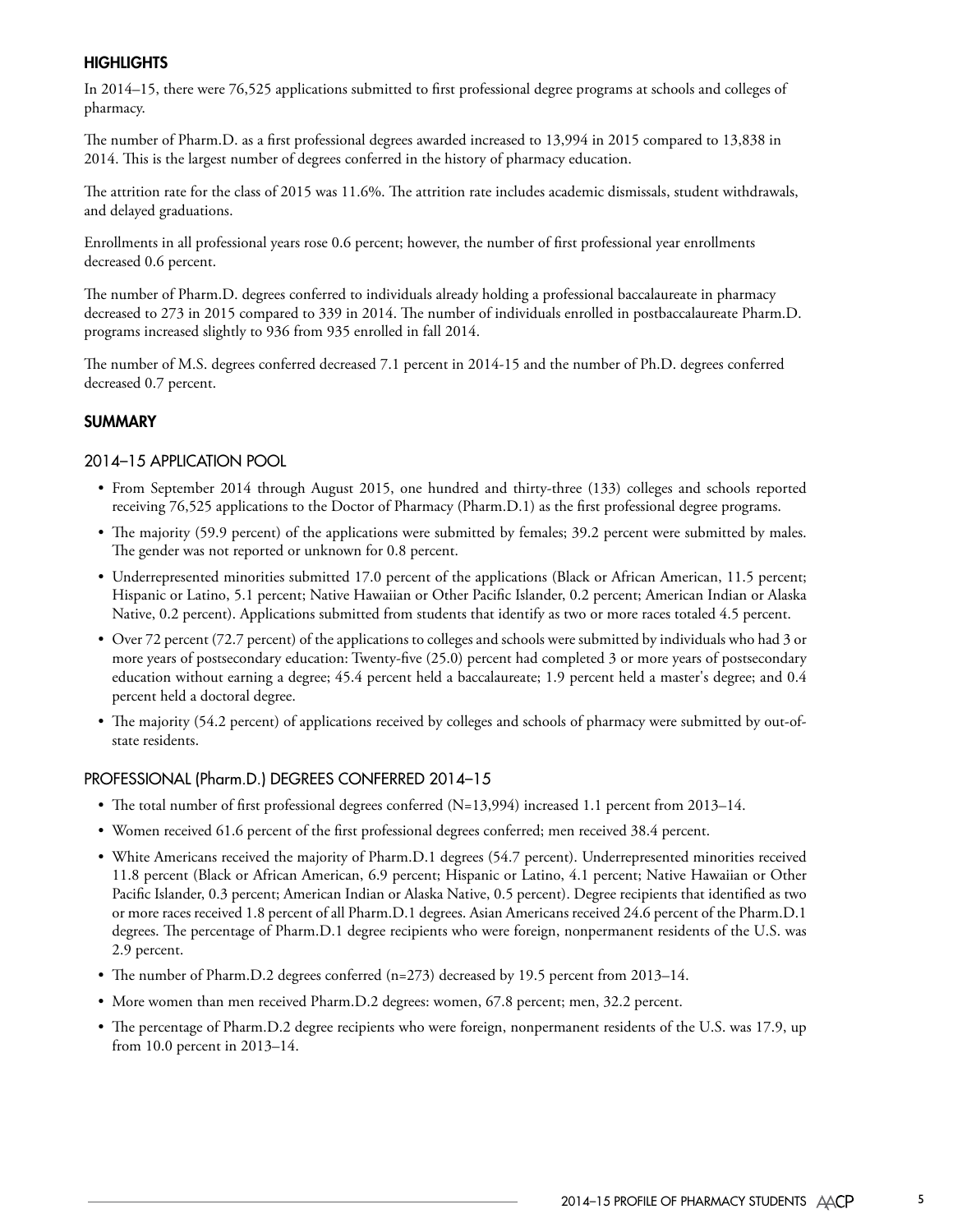## HIGHLIGHTS

In 2014–15, there were 76,525 applications submitted to first professional degree programs at schools and colleges of pharmacy.

The number of Pharm.D. as a first professional degrees awarded increased to 13,994 in 2015 compared to 13,838 in 2014. This is the largest number of degrees conferred in the history of pharmacy education.

The attrition rate for the class of 2015 was 11.6%. The attrition rate includes academic dismissals, student withdrawals, and delayed graduations.

Enrollments in all professional years rose 0.6 percent; however, the number of first professional year enrollments decreased 0.6 percent.

The number of Pharm.D. degrees conferred to individuals already holding a professional baccalaureate in pharmacy decreased to 273 in 2015 compared to 339 in 2014. The number of individuals enrolled in postbaccalaureate Pharm.D. programs increased slightly to 936 from 935 enrolled in fall 2014.

The number of M.S. degrees conferred decreased 7.1 percent in 2014-15 and the number of Ph.D. degrees conferred decreased 0.7 percent.

## SUMMARY

### 2014–15 APPLICATION POOL

- From September 2014 through August 2015, one hundred and thirty-three (133) colleges and schools reported receiving 76,525 applications to the Doctor of Pharmacy (Pharm.D.1) as the first professional degree programs.
- The majority (59.9 percent) of the applications were submitted by females; 39.2 percent were submitted by males. The gender was not reported or unknown for 0.8 percent.
- Underrepresented minorities submitted 17.0 percent of the applications (Black or African American, 11.5 percent; Hispanic or Latino, 5.1 percent; Native Hawaiian or Other Pacific Islander, 0.2 percent; American Indian or Alaska Native, 0.2 percent). Applications submitted from students that identify as two or more races totaled 4.5 percent.
- Over 72 percent (72.7 percent) of the applications to colleges and schools were submitted by individuals who had 3 or more years of postsecondary education: Twenty-five (25.0) percent had completed 3 or more years of postsecondary education without earning a degree; 45.4 percent held a baccalaureate; 1.9 percent held a master's degree; and 0.4 percent held a doctoral degree.
- The majority (54.2 percent) of applications received by colleges and schools of pharmacy were submitted by out-of-state residents.

### PROFESSIONAL (Pharm.D.) DEGREES CONFERRED 2014–15

- The total number of first professional degrees conferred (N=13,994) increased 1.1 percent from 2013–14.
- Women received 61.6 percent of the first professional degrees conferred; men received 38.4 percent.
- White Americans received the majority of Pharm.D.1 degrees (54.7 percent). Underrepresented minorities received 11.8 percent (Black or African American, 6.9 percent; Hispanic or Latino, 4.1 percent; Native Hawaiian or Other Pacific Islander, 0.3 percent; American Indian or Alaska Native, 0.5 percent). Degree recipients that identified as two or more races received 1.8 percent of all Pharm.D.1 degrees. Asian Americans received 24.6 percent of the Pharm.D.1 degrees. The percentage of Pharm.D.1 degree recipients who were foreign, nonpermanent residents of the U.S. was 2.9 percent.
- The number of Pharm.D.2 degrees conferred (n=273) decreased by 19.5 percent from 2013–14.
- More women than men received Pharm.D.2 degrees: women, 67.8 percent; men, 32.2 percent.
- The percentage of Pharm.D.2 degree recipients who were foreign, nonpermanent residents of the U.S. was 17.9, up from 10.0 percent in 2013–14.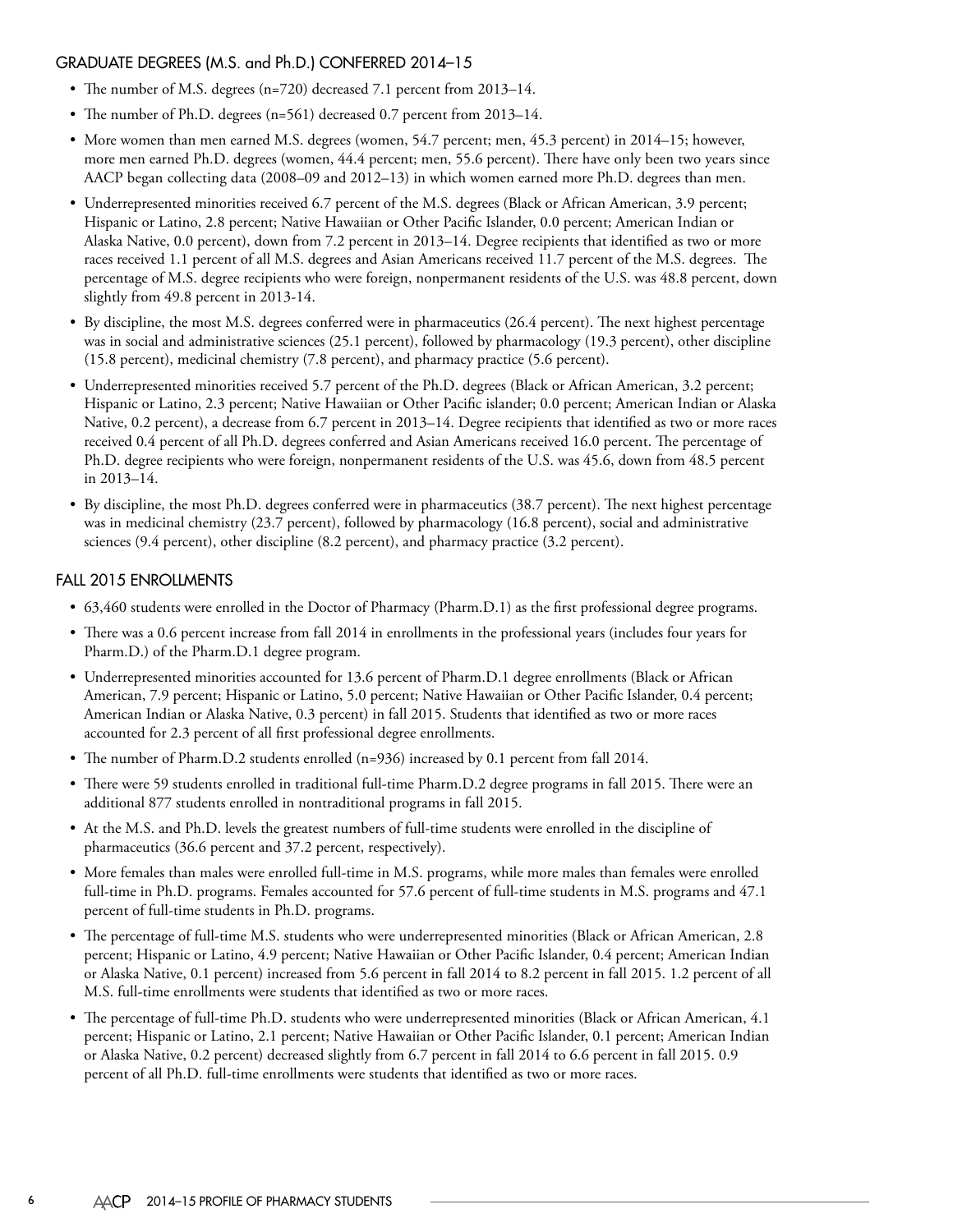## GRADUATE DEGREES (M.S. and Ph.D.) CONFERRED 2014–15

- The number of M.S. degrees (n=720) decreased 7.1 percent from 2013–14.
- The number of Ph.D. degrees (n=561) decreased 0.7 percent from 2013–14.
- More women than men earned M.S. degrees (women, 54.7 percent; men, 45.3 percent) in 2014–15; however, more men earned Ph.D. degrees (women, 44.4 percent; men, 55.6 percent). There have only been two years since AACP began collecting data (2008–09 and 2012–13) in which women earned more Ph.D. degrees than men.
- Underrepresented minorities received 6.7 percent of the M.S. degrees (Black or African American, 3.9 percent; Hispanic or Latino, 2.8 percent; Native Hawaiian or Other Pacific Islander, 0.0 percent; American Indian or Alaska Native, 0.0 percent), down from 7.2 percent in 2013–14. Degree recipients that identified as two or more races received 1.1 percent of all M.S. degrees and Asian Americans received 11.7 percent of the M.S. degrees. The percentage of M.S. degree recipients who were foreign, nonpermanent residents of the U.S. was 48.8 percent, down slightly from 49.8 percent in 2013-14.
- By discipline, the most M.S. degrees conferred were in pharmaceutics (26.4 percent). The next highest percentage was in social and administrative sciences (25.1 percent), followed by pharmacology (19.3 percent), other discipline (15.8 percent), medicinal chemistry (7.8 percent), and pharmacy practice (5.6 percent).
- Underrepresented minorities received 5.7 percent of the Ph.D. degrees (Black or African American, 3.2 percent; Hispanic or Latino, 2.3 percent; Native Hawaiian or Other Pacific islander; 0.0 percent; American Indian or Alaska Native, 0.2 percent), a decrease from 6.7 percent in 2013–14. Degree recipients that identified as two or more races received 0.4 percent of all Ph.D. degrees conferred and Asian Americans received 16.0 percent. The percentage of Ph.D. degree recipients who were foreign, nonpermanent residents of the U.S. was 45.6, down from 48.5 percent in 2013–14.
- By discipline, the most Ph.D. degrees conferred were in pharmaceutics (38.7 percent). The next highest percentage was in medicinal chemistry (23.7 percent), followed by pharmacology (16.8 percent), social and administrative sciences (9.4 percent), other discipline (8.2 percent), and pharmacy practice (3.2 percent).

## FALL 2015 ENROLLMENTS

- 63,460 students were enrolled in the Doctor of Pharmacy (Pharm.D.1) as the first professional degree programs.
- There was a 0.6 percent increase from fall 2014 in enrollments in the professional years (includes four years for Pharm.D.) of the Pharm.D.1 degree program.
- Underrepresented minorities accounted for 13.6 percent of Pharm.D.1 degree enrollments (Black or African American, 7.9 percent; Hispanic or Latino, 5.0 percent; Native Hawaiian or Other Pacific Islander, 0.4 percent; American Indian or Alaska Native, 0.3 percent) in fall 2015. Students that identified as two or more races accounted for 2.3 percent of all first professional degree enrollments.
- The number of Pharm.D.2 students enrolled (n=936) increased by 0.1 percent from fall 2014.
- There were 59 students enrolled in traditional full-time Pharm.D.2 degree programs in fall 2015. There were an additional 877 students enrolled in nontraditional programs in fall 2015.
- At the M.S. and Ph.D. levels the greatest numbers of full-time students were enrolled in the discipline of pharmaceutics (36.6 percent and 37.2 percent, respectively).
- More females than males were enrolled full-time in M.S. programs, while more males than females were enrolled full-time in Ph.D. programs. Females accounted for 57.6 percent of full-time students in M.S. programs and 47.1 percent of full-time students in Ph.D. programs.
- The percentage of full-time M.S. students who were underrepresented minorities (Black or African American, 2.8 percent; Hispanic or Latino, 4.9 percent; Native Hawaiian or Other Pacific Islander, 0.4 percent; American Indian or Alaska Native, 0.1 percent) increased from 5.6 percent in fall 2014 to 8.2 percent in fall 2015. 1.2 percent of all M.S. full-time enrollments were students that identified as two or more races.
- The percentage of full-time Ph.D. students who were underrepresented minorities (Black or African American, 4.1 percent; Hispanic or Latino, 2.1 percent; Native Hawaiian or Other Pacific Islander, 0.1 percent; American Indian or Alaska Native, 0.2 percent) decreased slightly from 6.7 percent in fall 2014 to 6.6 percent in fall 2015. 0.9 percent of all Ph.D. full-time enrollments were students that identified as two or more races.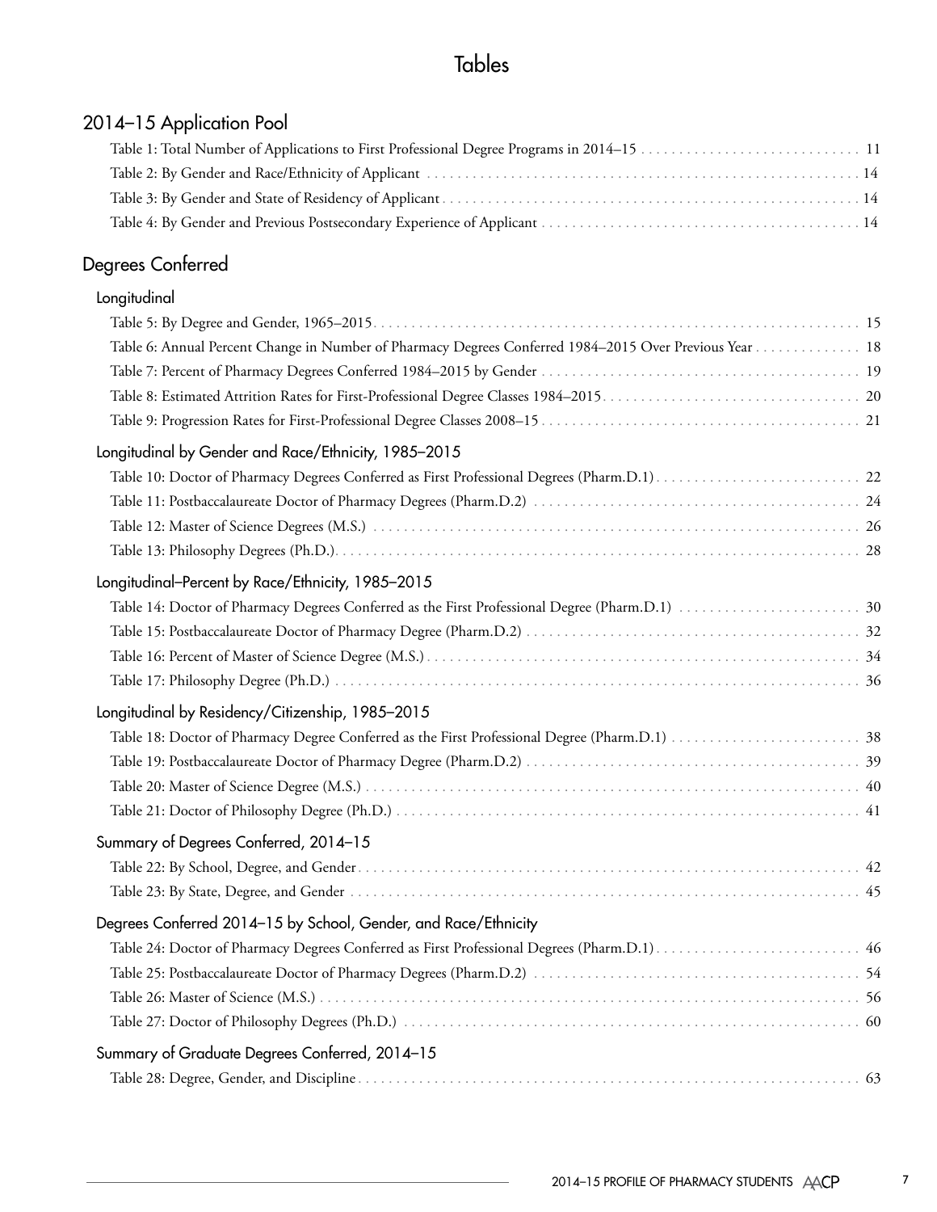# Tables

## 2014–15 Application Pool

Table 1: Total Number of Applications to First Professional Degree Programs in 2014–15 . . . . . . . . . . 11
Table 2: By Gender and Race/Ethnicity of Applicant . . . . . . . . . . 14
Table 3: By Gender and State of Residency of Applicant . . . . . . . . . . 14
Table 4: By Gender and Previous Postsecondary Experience of Applicant . . . . . . . . . . 14

## Degrees Conferred

### Longitudinal

Table 5: By Degree and Gender, 1965–2015 . . . . . . . . . . 15
Table 6: Annual Percent Change in Number of Pharmacy Degrees Conferred 1984–2015 Over Previous Year . . . . . . . . . . 18
Table 7: Percent of Pharmacy Degrees Conferred 1984–2015 by Gender . . . . . . . . . . 19
Table 8: Estimated Attrition Rates for First-Professional Degree Classes 1984–2015 . . . . . . . . . . 20
Table 9: Progression Rates for First-Professional Degree Classes 2008–15 . . . . . . . . . . 21

### Longitudinal by Gender and Race/Ethnicity, 1985–2015

Table 10: Doctor of Pharmacy Degrees Conferred as First Professional Degrees (Pharm.D.1) . . . . . . . . . . 22
Table 11: Postbaccalaureate Doctor of Pharmacy Degrees (Pharm.D.2) . . . . . . . . . . 24
Table 12: Master of Science Degrees (M.S.) . . . . . . . . . . 26
Table 13: Philosophy Degrees (Ph.D.) . . . . . . . . . . 28

### Longitudinal–Percent by Race/Ethnicity, 1985–2015

Table 14: Doctor of Pharmacy Degrees Conferred as the First Professional Degree (Pharm.D.1) . . . . . . . . . . 30
Table 15: Postbaccalaureate Doctor of Pharmacy Degree (Pharm.D.2) . . . . . . . . . . 32
Table 16: Percent of Master of Science Degree (M.S.) . . . . . . . . . . 34
Table 17: Philosophy Degree (Ph.D.) . . . . . . . . . . 36

### Longitudinal by Residency/Citizenship, 1985–2015

Table 18: Doctor of Pharmacy Degree Conferred as the First Professional Degree (Pharm.D.1) . . . . . . . . . . 38
Table 19: Postbaccalaureate Doctor of Pharmacy Degree (Pharm.D.2) . . . . . . . . . . 39
Table 20: Master of Science Degree (M.S.) . . . . . . . . . . 40
Table 21: Doctor of Philosophy Degree (Ph.D.) . . . . . . . . . . 41

### Summary of Degrees Conferred, 2014–15

Table 22: By School, Degree, and Gender . . . . . . . . . . 42
Table 23: By State, Degree, and Gender . . . . . . . . . . 45

### Degrees Conferred 2014–15 by School, Gender, and Race/Ethnicity

Table 24: Doctor of Pharmacy Degrees Conferred as First Professional Degrees (Pharm.D.1) . . . . . . . . . . 46
Table 25: Postbaccalaureate Doctor of Pharmacy Degrees (Pharm.D.2) . . . . . . . . . . 54
Table 26: Master of Science (M.S.) . . . . . . . . . . 56
Table 27: Doctor of Philosophy Degrees (Ph.D.) . . . . . . . . . . 60

### Summary of Graduate Degrees Conferred, 2014–15

Table 28: Degree, Gender, and Discipline . . . . . . . . . . 63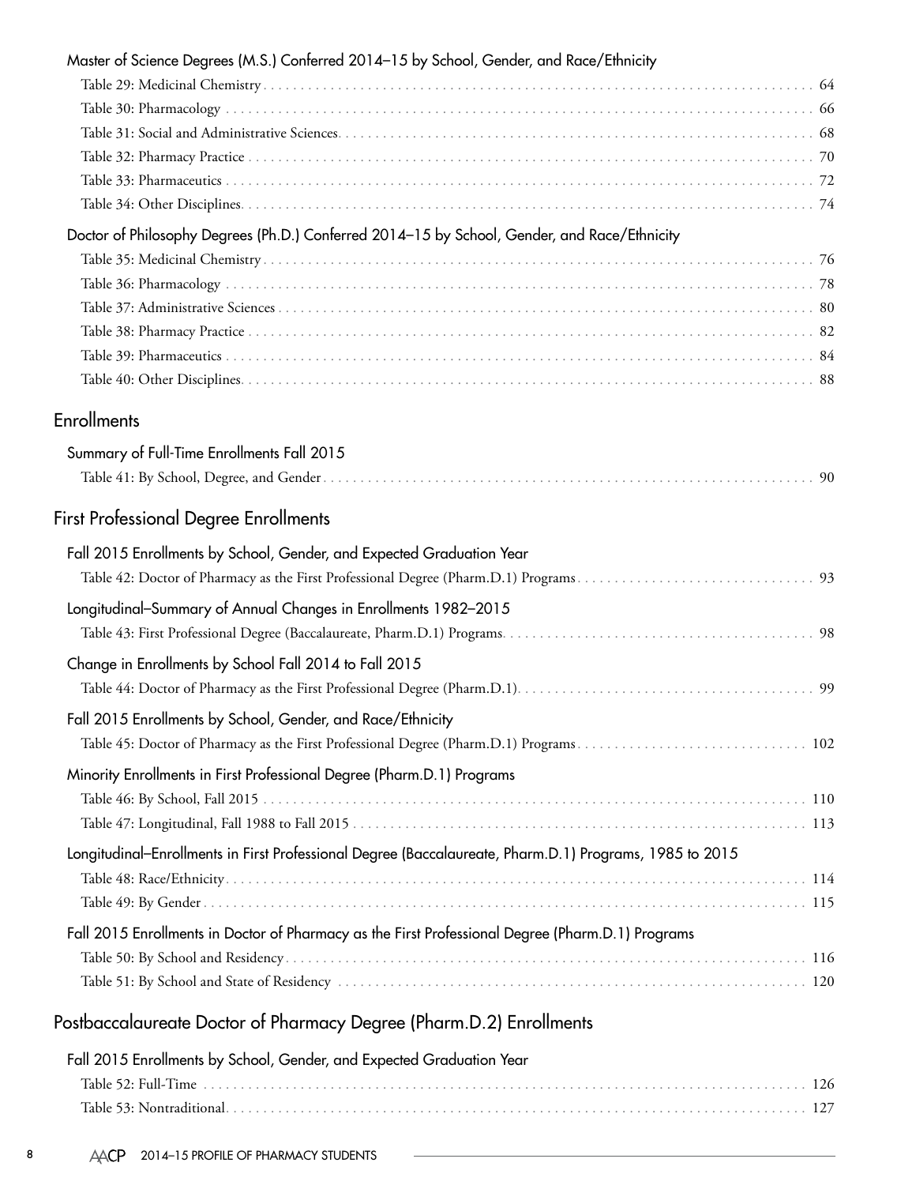### Master of Science Degrees (M.S.) Conferred 2014–15 by School, Gender, and Race/Ethnicity

Table 29: Medicinal Chemistry . . . . . . . . . . 64
Table 30: Pharmacology . . . . . . . . . . 66
Table 31: Social and Administrative Sciences . . . . . . . . . . 68
Table 32: Pharmacy Practice . . . . . . . . . . 70
Table 33: Pharmaceutics . . . . . . . . . . 72
Table 34: Other Disciplines . . . . . . . . . . 74

### Doctor of Philosophy Degrees (Ph.D.) Conferred 2014–15 by School, Gender, and Race/Ethnicity

Table 35: Medicinal Chemistry . . . . . . . . . . 76
Table 36: Pharmacology . . . . . . . . . . 78
Table 37: Administrative Sciences . . . . . . . . . . 80
Table 38: Pharmacy Practice . . . . . . . . . . 82
Table 39: Pharmaceutics . . . . . . . . . . 84
Table 40: Other Disciplines . . . . . . . . . . 88

## Enrollments

### Summary of Full-Time Enrollments Fall 2015

Table 41: By School, Degree, and Gender . . . . . . . . . . 90

## First Professional Degree Enrollments

### Fall 2015 Enrollments by School, Gender, and Expected Graduation Year

Table 42: Doctor of Pharmacy as the First Professional Degree (Pharm.D.1) Programs . . . . . . . . . . 93

### Longitudinal–Summary of Annual Changes in Enrollments 1982–2015

Table 43: First Professional Degree (Baccalaureate, Pharm.D.1) Programs . . . . . . . . . . 98

### Change in Enrollments by School Fall 2014 to Fall 2015

Table 44: Doctor of Pharmacy as the First Professional Degree (Pharm.D.1) . . . . . . . . . . 99

### Fall 2015 Enrollments by School, Gender, and Race/Ethnicity

Table 45: Doctor of Pharmacy as the First Professional Degree (Pharm.D.1) Programs . . . . . . . . . . 102

### Minority Enrollments in First Professional Degree (Pharm.D.1) Programs

Table 46: By School, Fall 2015 . . . . . . . . . . 110
Table 47: Longitudinal, Fall 1988 to Fall 2015 . . . . . . . . . . 113

### Longitudinal–Enrollments in First Professional Degree (Baccalaureate, Pharm.D.1) Programs, 1985 to 2015

Table 48: Race/Ethnicity . . . . . . . . . . 114
Table 49: By Gender . . . . . . . . . . 115

### Fall 2015 Enrollments in Doctor of Pharmacy as the First Professional Degree (Pharm.D.1) Programs

Table 50: By School and Residency . . . . . . . . . . 116
Table 51: By School and State of Residency . . . . . . . . . . 120

## Postbaccalaureate Doctor of Pharmacy Degree (Pharm.D.2) Enrollments

### Fall 2015 Enrollments by School, Gender, and Expected Graduation Year

Table 52: Full-Time . . . . . . . . . . 126
Table 53: Nontraditional . . . . . . . . . . 127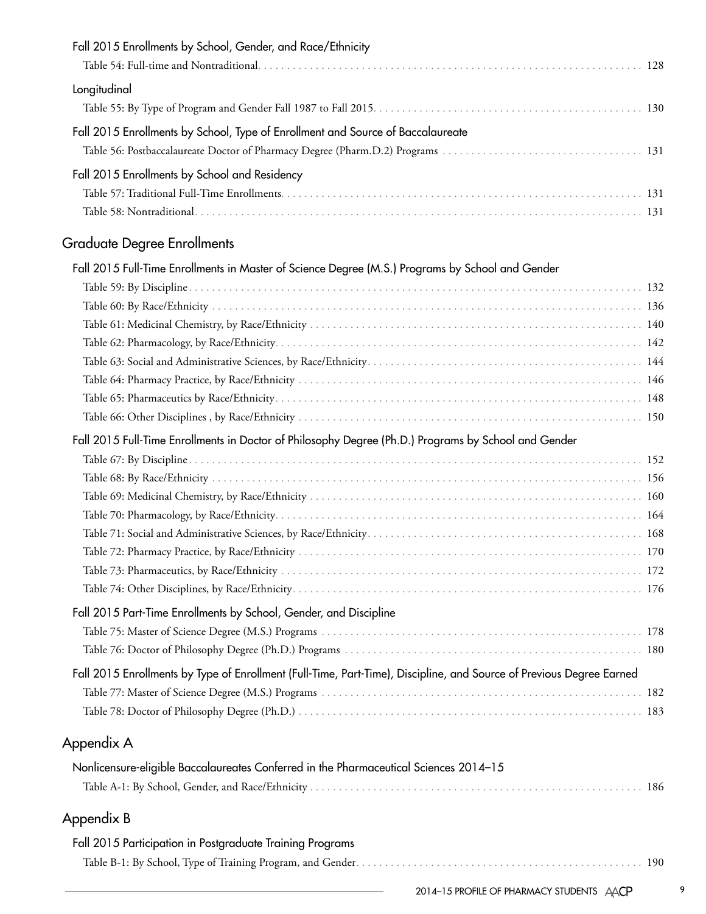### Fall 2015 Enrollments by School, Gender, and Race/Ethnicity

Table 54: Full-time and Nontraditional. . . . . . . . . . 128

### Longitudinal

Table 55: By Type of Program and Gender Fall 1987 to Fall 2015. . . . . . . . . . 130

### Fall 2015 Enrollments by School, Type of Enrollment and Source of Baccalaureate

Table 56: Postbaccalaureate Doctor of Pharmacy Degree (Pharm.D.2) Programs . . . . . . . . . . 131

### Fall 2015 Enrollments by School and Residency

Table 57: Traditional Full-Time Enrollments. . . . . . . . . . 131

Table 58: Nontraditional. . . . . . . . . . 131

## Graduate Degree Enrollments

### Fall 2015 Full-Time Enrollments in Master of Science Degree (M.S.) Programs by School and Gender

Table 59: By Discipline . . . . . . . . . . 132

Table 60: By Race/Ethnicity . . . . . . . . . . 136

Table 61: Medicinal Chemistry, by Race/Ethnicity . . . . . . . . . . 140

Table 62: Pharmacology, by Race/Ethnicity. . . . . . . . . . 142

Table 63: Social and Administrative Sciences, by Race/Ethnicity. . . . . . . . . . 144

Table 64: Pharmacy Practice, by Race/Ethnicity . . . . . . . . . . 146

Table 65: Pharmaceutics by Race/Ethnicity. . . . . . . . . . 148

Table 66: Other Disciplines , by Race/Ethnicity . . . . . . . . . . 150

### Fall 2015 Full-Time Enrollments in Doctor of Philosophy Degree (Ph.D.) Programs by School and Gender

Table 67: By Discipline . . . . . . . . . . 152

Table 68: By Race/Ethnicity . . . . . . . . . . 156

Table 69: Medicinal Chemistry, by Race/Ethnicity . . . . . . . . . . 160

Table 70: Pharmacology, by Race/Ethnicity. . . . . . . . . . 164

Table 71: Social and Administrative Sciences, by Race/Ethnicity. . . . . . . . . . 168

Table 72: Pharmacy Practice, by Race/Ethnicity . . . . . . . . . . 170

Table 73: Pharmaceutics, by Race/Ethnicity . . . . . . . . . . 172

Table 74: Other Disciplines, by Race/Ethnicity. . . . . . . . . . 176

### Fall 2015 Part-Time Enrollments by School, Gender, and Discipline

Table 75: Master of Science Degree (M.S.) Programs . . . . . . . . . . 178

Table 76: Doctor of Philosophy Degree (Ph.D.) Programs . . . . . . . . . . 180

### Fall 2015 Enrollments by Type of Enrollment (Full-Time, Part-Time), Discipline, and Source of Previous Degree Earned

Table 77: Master of Science Degree (M.S.) Programs . . . . . . . . . . 182

Table 78: Doctor of Philosophy Degree (Ph.D.) . . . . . . . . . . 183

## Appendix A

### Nonlicensure-eligible Baccalaureates Conferred in the Pharmaceutical Sciences 2014–15

Table A-1: By School, Gender, and Race/Ethnicity . . . . . . . . . . 186

## Appendix B

### Fall 2015 Participation in Postgraduate Training Programs

Table B-1: By School, Type of Training Program, and Gender. . . . . . . . . . 190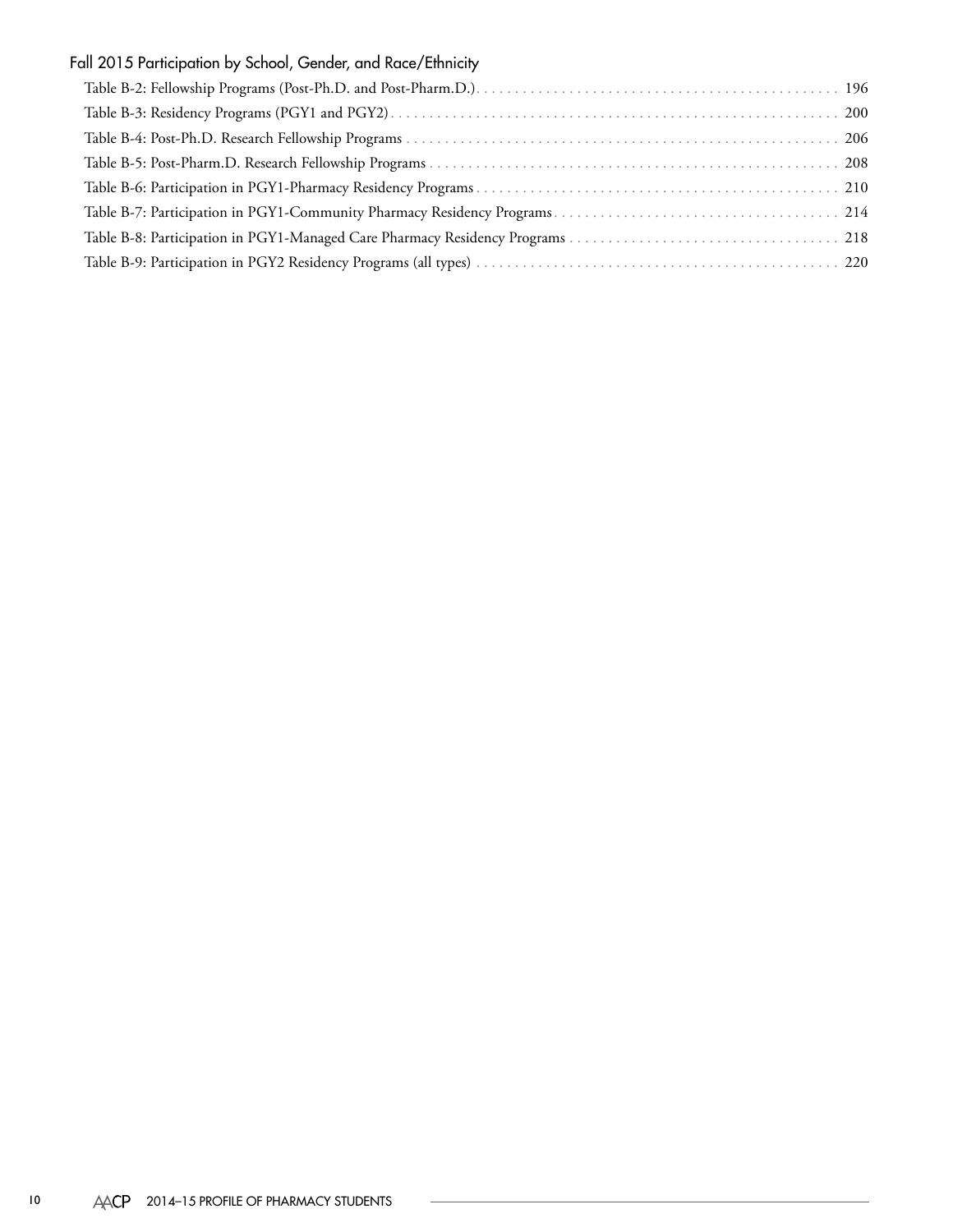## Fall 2015 Participation by School, Gender, and Race/Ethnicity

Table B-2: Fellowship Programs (Post-Ph.D. and Post-Pharm.D.) . . . . . . . . . . 196

Table B-3: Residency Programs (PGY1 and PGY2) . . . . . . . . . . 200

Table B-4: Post-Ph.D. Research Fellowship Programs . . . . . . . . . . 206

Table B-5: Post-Pharm.D. Research Fellowship Programs . . . . . . . . . . 208

Table B-6: Participation in PGY1-Pharmacy Residency Programs . . . . . . . . . . 210

Table B-7: Participation in PGY1-Community Pharmacy Residency Programs . . . . . . . . . . 214

Table B-8: Participation in PGY1-Managed Care Pharmacy Residency Programs . . . . . . . . . . 218

Table B-9: Participation in PGY2 Residency Programs (all types) . . . . . . . . . . 220